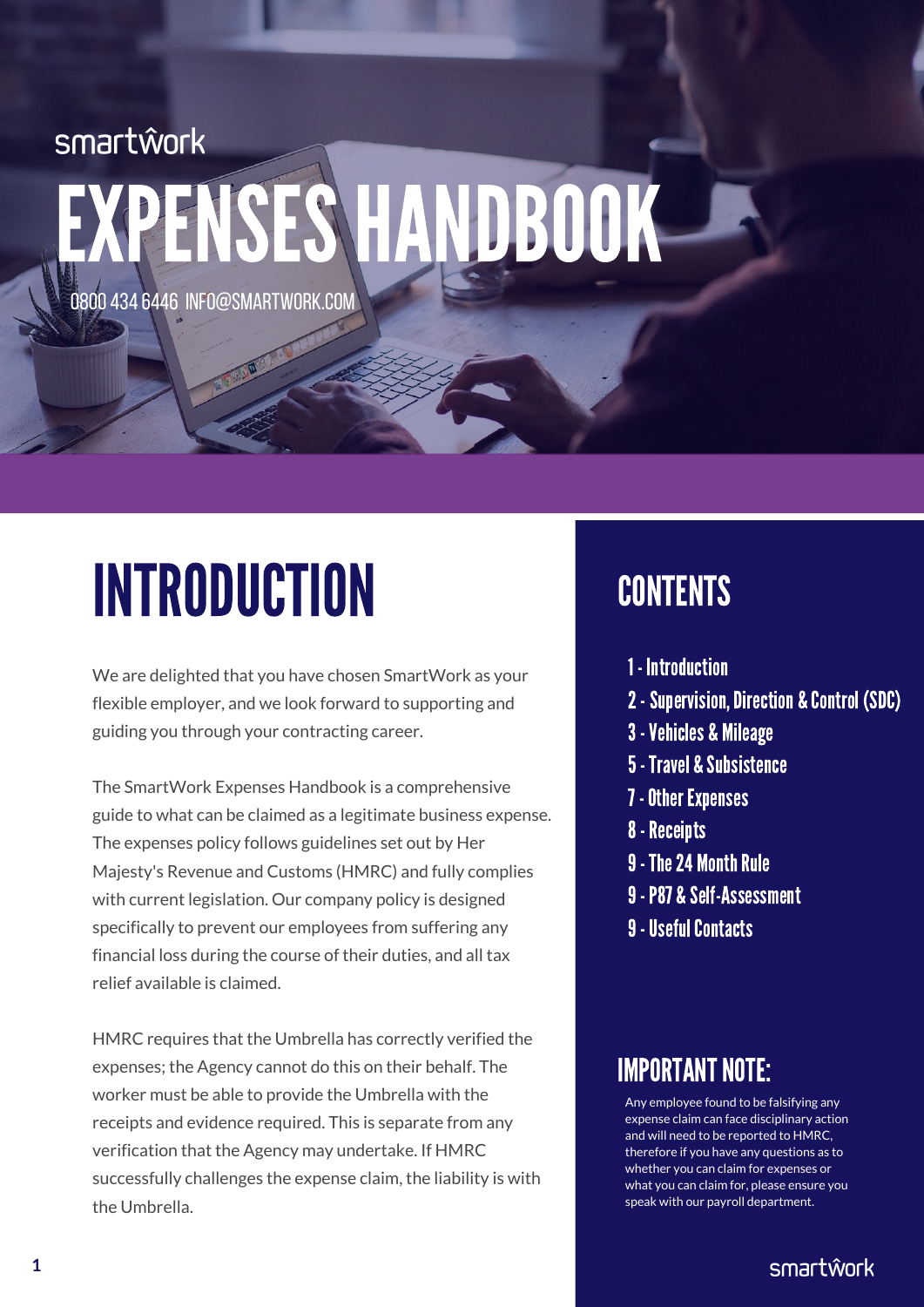smartwork

# EXPENSES HANDBOOK

0800 434 6446 INFO@SMARTWORK.COM

## INTRODUCTION

We are delighted that you have chosen SmartWork as your flexible employer, and we look forward to supporting and guiding you through your contracting career.

The SmartWork Expenses Handbook is a comprehensive guide to what can be claimed as a legitimate business expense. The expenses policy follows guidelines set out by Her Majesty's Revenue and Customs (HMRC) and fully complies with current legislation. Our company policy is designed specifically to prevent our employees from suffering any financial loss during the course of their duties, and all tax relief available is claimed.

HMRC requires that the Umbrella has correctly verified the expenses; the Agency cannot do this on their behalf. The worker must be able to provide the Umbrella with the receipts and evidence required. This is separate from any verification that the Agency may undertake. If HMRC successfully challenges the expense claim, the liability is with the Umbrella.

## CONTENTS

- 1 - Introduction
- 2 - Supervision, Direction & Control (SDC)
- 3 - Vehicles & Mileage
- 5 - Travel & Subsistence
- 7 - Other Expenses
- 8 - Receipts
- 9 - The 24 Month Rule
- 9 - P87 & Self-Assessment
- 9 - Useful Contacts

## IMPORTANT NOTE:

Any employee found to be falsifying any expense claim can face disciplinary action and will need to be reported to HMRC, therefore if you have any questions as to whether you can claim for expenses or what you can claim for, please ensure you speak with our payroll department.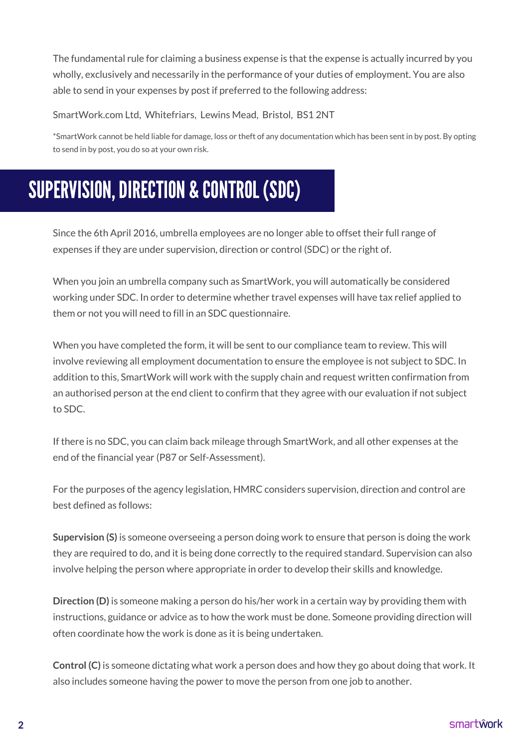The fundamental rule for claiming a business expense is that the expense is actually incurred by you wholly, exclusively and necessarily in the performance of your duties of employment. You are also able to send in your expenses by post if preferred to the following address:

SmartWork.com Ltd, Whitefriars, Lewins Mead, Bristol, BS1 2NT

*SmartWork cannot be held liable for damage, loss or theft of any documentation which has been sent in by post. By opting to send in by post, you do so at your own risk.

# SUPERVISION, DIRECTION & CONTROL (SDC)

Since the 6th April 2016, umbrella employees are no longer able to offset their full range of expenses if they are under supervision, direction or control (SDC) or the right of.

When you join an umbrella company such as SmartWork, you will automatically be considered working under SDC. In order to determine whether travel expenses will have tax relief applied to them or not you will need to fill in an SDC questionnaire.

When you have completed the form, it will be sent to our compliance team to review. This will involve reviewing all employment documentation to ensure the employee is not subject to SDC. In addition to this, SmartWork will work with the supply chain and request written confirmation from an authorised person at the end client to confirm that they agree with our evaluation if not subject to SDC.

If there is no SDC, you can claim back mileage through SmartWork, and all other expenses at the end of the financial year (P87 or Self-Assessment).

For the purposes of the agency legislation, HMRC considers supervision, direction and control are best defined as follows:

**Supervision (S)** is someone overseeing a person doing work to ensure that person is doing the work they are required to do, and it is being done correctly to the required standard. Supervision can also involve helping the person where appropriate in order to develop their skills and knowledge.

**Direction (D)** is someone making a person do his/her work in a certain way by providing them with instructions, guidance or advice as to how the work must be done. Someone providing direction will often coordinate how the work is done as it is being undertaken.

**Control (C)** is someone dictating what work a person does and how they go about doing that work. It also includes someone having the power to move the person from one job to another.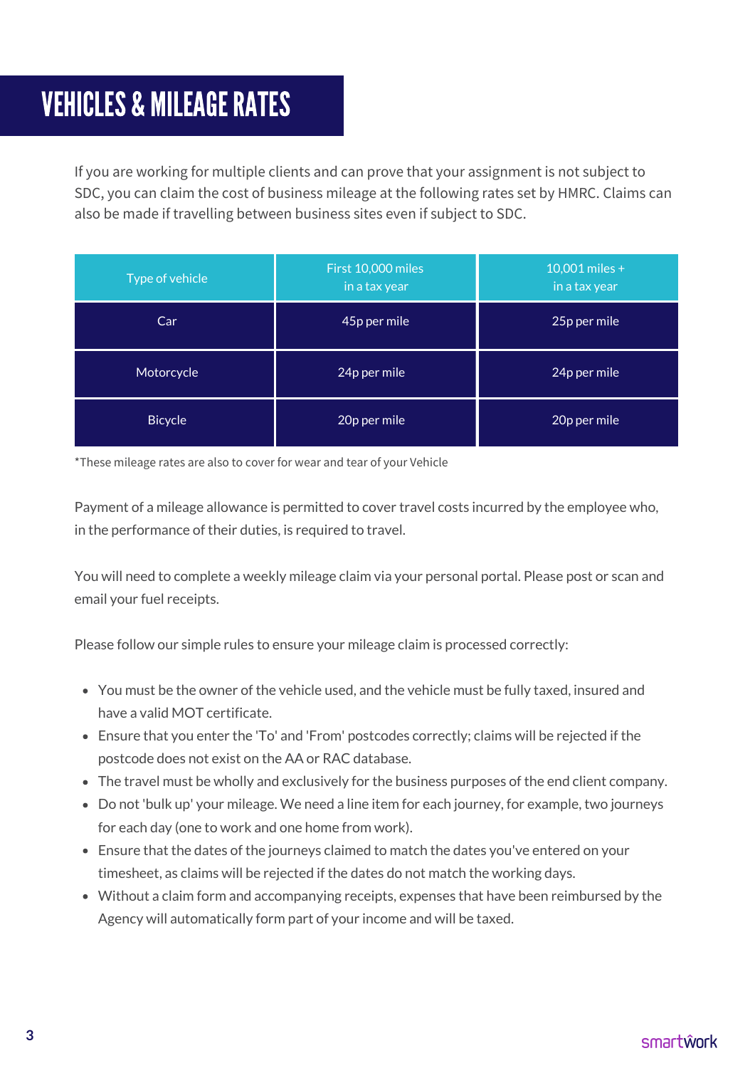# VEHICLES & MILEAGE RATES

If you are working for multiple clients and can prove that your assignment is not subject to SDC, you can claim the cost of business mileage at the following rates set by HMRC. Claims can also be made if travelling between business sites even if subject to SDC.

| Type of vehicle | First 10,000 miles in a tax year | 10,001 miles + in a tax year |
|---|---|---|
| Car | 45p per mile | 25p per mile |
| Motorcycle | 24p per mile | 24p per mile |
| Bicycle | 20p per mile | 20p per mile |

*These mileage rates are also to cover for wear and tear of your Vehicle

Payment of a mileage allowance is permitted to cover travel costs incurred by the employee who, in the performance of their duties, is required to travel.

You will need to complete a weekly mileage claim via your personal portal. Please post or scan and email your fuel receipts.

Please follow our simple rules to ensure your mileage claim is processed correctly:

- You must be the owner of the vehicle used, and the vehicle must be fully taxed, insured and have a valid MOT certificate.
- Ensure that you enter the 'To' and 'From' postcodes correctly; claims will be rejected if the postcode does not exist on the AA or RAC database.
- The travel must be wholly and exclusively for the business purposes of the end client company.
- Do not 'bulk up' your mileage. We need a line item for each journey, for example, two journeys for each day (one to work and one home from work).
- Ensure that the dates of the journeys claimed to match the dates you've entered on your timesheet, as claims will be rejected if the dates do not match the working days.
- Without a claim form and accompanying receipts, expenses that have been reimbursed by the Agency will automatically form part of your income and will be taxed.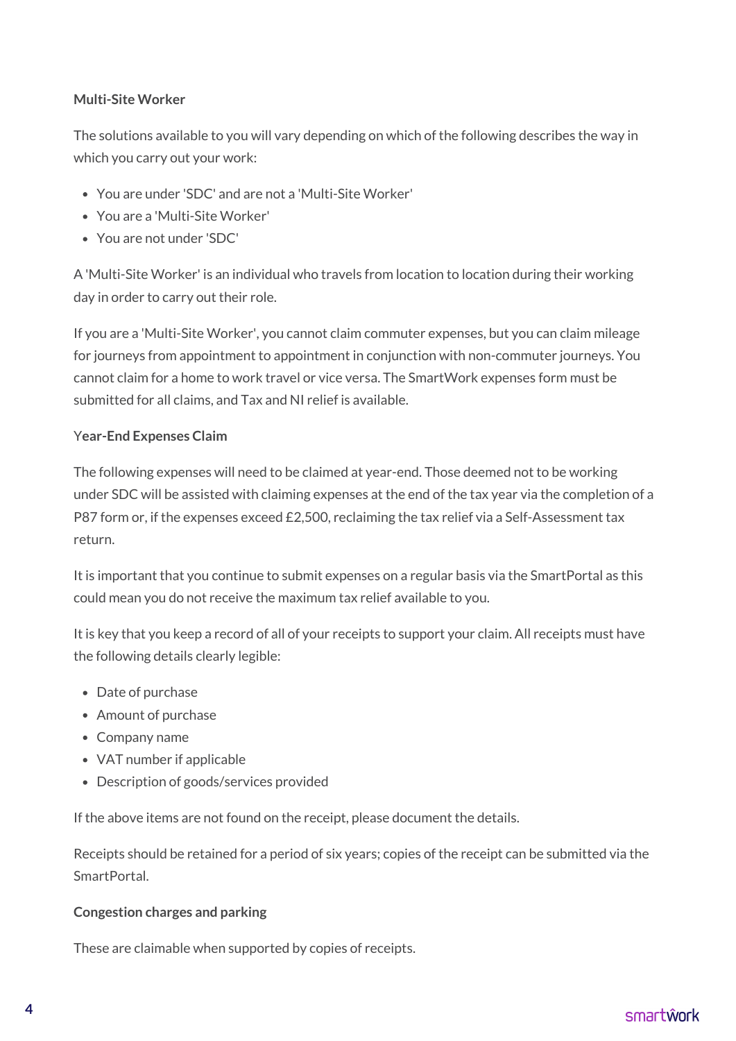**Multi-Site Worker**

The solutions available to you will vary depending on which of the following describes the way in which you carry out your work:

- You are under 'SDC' and are not a 'Multi-Site Worker'
- You are a 'Multi-Site Worker'
- You are not under 'SDC'

A 'Multi-Site Worker' is an individual who travels from location to location during their working day in order to carry out their role.

If you are a 'Multi-Site Worker', you cannot claim commuter expenses, but you can claim mileage for journeys from appointment to appointment in conjunction with non-commuter journeys. You cannot claim for a home to work travel or vice versa. The SmartWork expenses form must be submitted for all claims, and Tax and NI relief is available.

Y**ear-End Expenses Claim**

The following expenses will need to be claimed at year-end. Those deemed not to be working under SDC will be assisted with claiming expenses at the end of the tax year via the completion of a P87 form or, if the expenses exceed £2,500, reclaiming the tax relief via a Self-Assessment tax return.

It is important that you continue to submit expenses on a regular basis via the SmartPortal as this could mean you do not receive the maximum tax relief available to you.

It is key that you keep a record of all of your receipts to support your claim. All receipts must have the following details clearly legible:

- Date of purchase
- Amount of purchase
- Company name
- VAT number if applicable
- Description of goods/services provided

If the above items are not found on the receipt, please document the details.

Receipts should be retained for a period of six years; copies of the receipt can be submitted via the SmartPortal.

**Congestion charges and parking**

These are claimable when supported by copies of receipts.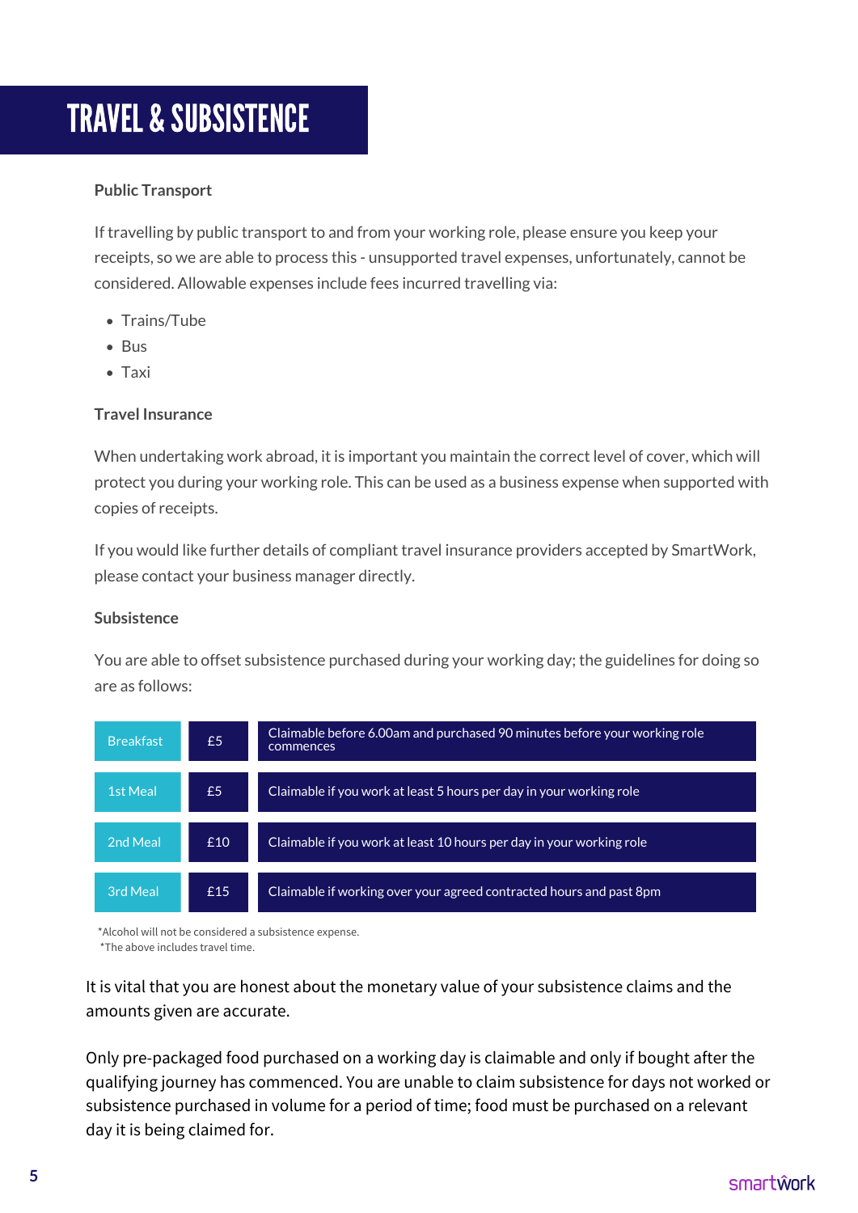# TRAVEL & SUBSISTENCE

### Public Transport

If travelling by public transport to and from your working role, please ensure you keep your receipts, so we are able to process this - unsupported travel expenses, unfortunately, cannot be considered. Allowable expenses include fees incurred travelling via:

- Trains/Tube
- Bus
- Taxi

### Travel Insurance

When undertaking work abroad, it is important you maintain the correct level of cover, which will protect you during your working role. This can be used as a business expense when supported with copies of receipts.

If you would like further details of compliant travel insurance providers accepted by SmartWork, please contact your business manager directly.

### Subsistence

You are able to offset subsistence purchased during your working day; the guidelines for doing so are as follows:

| Meal | Amount | Condition |
| --- | --- | --- |
| Breakfast | £5 | Claimable before 6.00am and purchased 90 minutes before your working role commences |
| 1st Meal | £5 | Claimable if you work at least 5 hours per day in your working role |
| 2nd Meal | £10 | Claimable if you work at least 10 hours per day in your working role |
| 3rd Meal | £15 | Claimable if working over your agreed contracted hours and past 8pm |

*Alcohol will not be considered a subsistence expense.
*The above includes travel time.

It is vital that you are honest about the monetary value of your subsistence claims and the amounts given are accurate.

Only pre-packaged food purchased on a working day is claimable and only if bought after the qualifying journey has commenced. You are unable to claim subsistence for days not worked or subsistence purchased in volume for a period of time; food must be purchased on a relevant day it is being claimed for.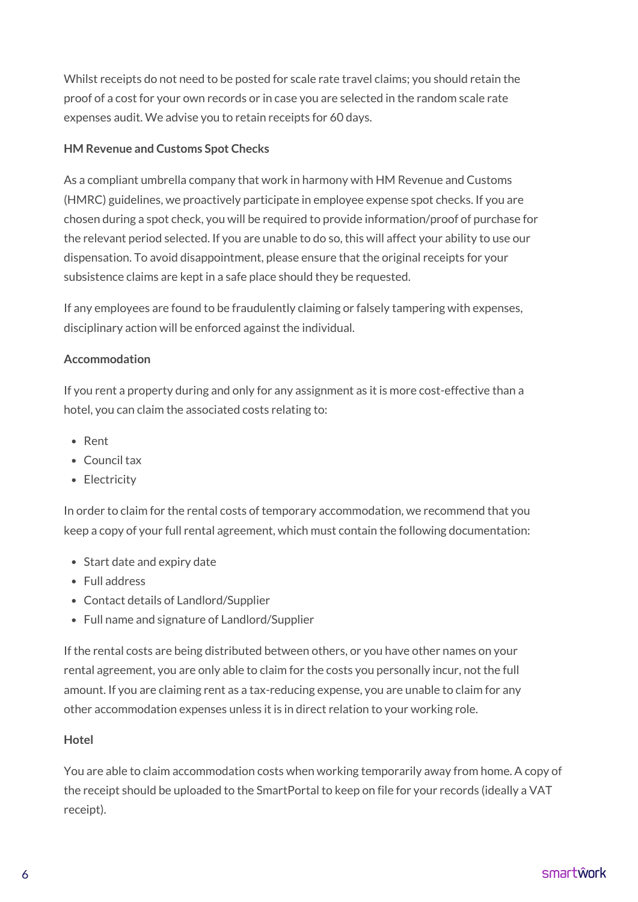Whilst receipts do not need to be posted for scale rate travel claims; you should retain the proof of a cost for your own records or in case you are selected in the random scale rate expenses audit. We advise you to retain receipts for 60 days.

**HM Revenue and Customs Spot Checks**

As a compliant umbrella company that work in harmony with HM Revenue and Customs (HMRC) guidelines, we proactively participate in employee expense spot checks. If you are chosen during a spot check, you will be required to provide information/proof of purchase for the relevant period selected. If you are unable to do so, this will affect your ability to use our dispensation. To avoid disappointment, please ensure that the original receipts for your subsistence claims are kept in a safe place should they be requested.

If any employees are found to be fraudulently claiming or falsely tampering with expenses, disciplinary action will be enforced against the individual.

**Accommodation**

If you rent a property during and only for any assignment as it is more cost-effective than a hotel, you can claim the associated costs relating to:

- Rent
- Council tax
- Electricity

In order to claim for the rental costs of temporary accommodation, we recommend that you keep a copy of your full rental agreement, which must contain the following documentation:

- Start date and expiry date
- Full address
- Contact details of Landlord/Supplier
- Full name and signature of Landlord/Supplier

If the rental costs are being distributed between others, or you have other names on your rental agreement, you are only able to claim for the costs you personally incur, not the full amount. If you are claiming rent as a tax-reducing expense, you are unable to claim for any other accommodation expenses unless it is in direct relation to your working role.

**Hotel**

You are able to claim accommodation costs when working temporarily away from home. A copy of the receipt should be uploaded to the SmartPortal to keep on file for your records (ideally a VAT receipt).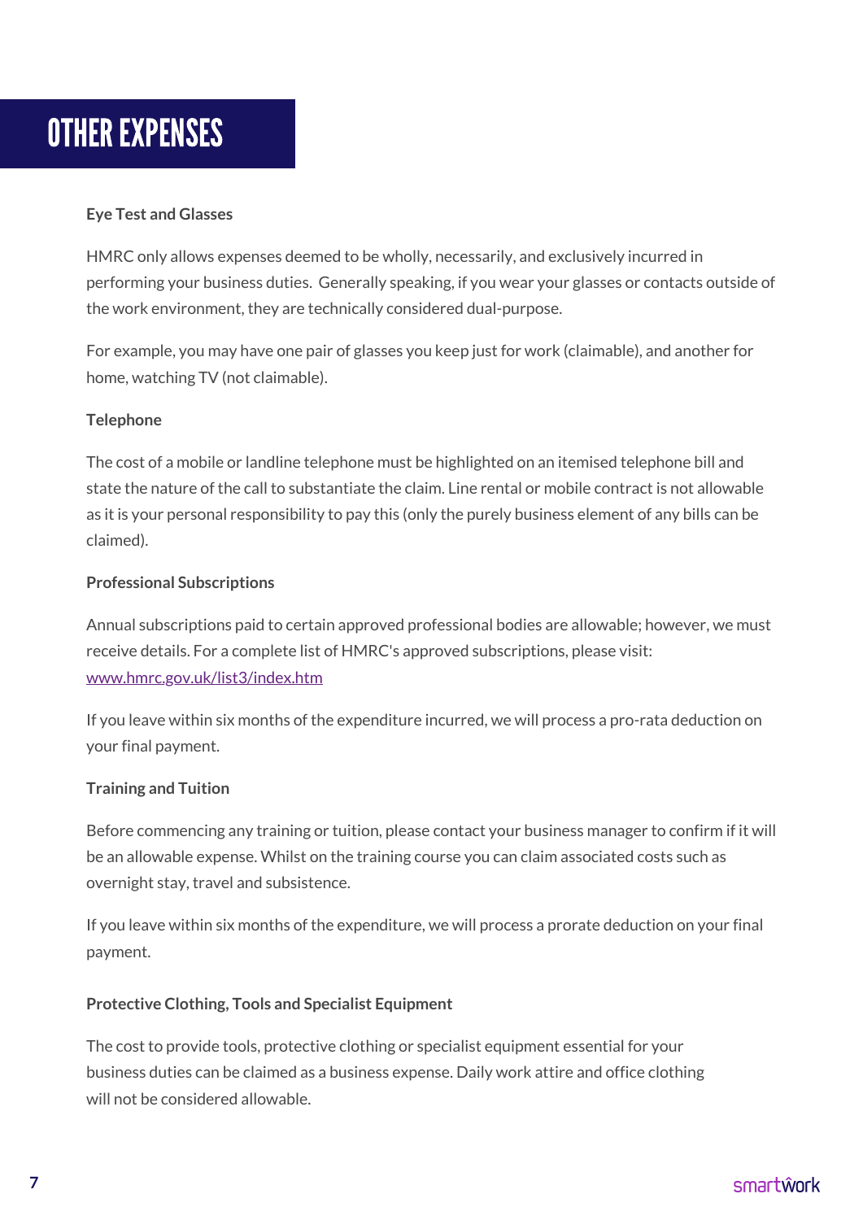# OTHER EXPENSES

**Eye Test and Glasses**

HMRC only allows expenses deemed to be wholly, necessarily, and exclusively incurred in performing your business duties. Generally speaking, if you wear your glasses or contacts outside of the work environment, they are technically considered dual-purpose.

For example, you may have one pair of glasses you keep just for work (claimable), and another for home, watching TV (not claimable).

**Telephone**

The cost of a mobile or landline telephone must be highlighted on an itemised telephone bill and state the nature of the call to substantiate the claim. Line rental or mobile contract is not allowable as it is your personal responsibility to pay this (only the purely business element of any bills can be claimed).

**Professional Subscriptions**

Annual subscriptions paid to certain approved professional bodies are allowable; however, we must receive details. For a complete list of HMRC's approved subscriptions, please visit: [www.hmrc.gov.uk/list3/index.htm](www.hmrc.gov.uk/list3/index.htm)

If you leave within six months of the expenditure incurred, we will process a pro-rata deduction on your final payment.

**Training and Tuition**

Before commencing any training or tuition, please contact your business manager to confirm if it will be an allowable expense. Whilst on the training course you can claim associated costs such as overnight stay, travel and subsistence.

If you leave within six months of the expenditure, we will process a prorate deduction on your final payment.

**Protective Clothing, Tools and Specialist Equipment**

The cost to provide tools, protective clothing or specialist equipment essential for your business duties can be claimed as a business expense. Daily work attire and office clothing will not be considered allowable.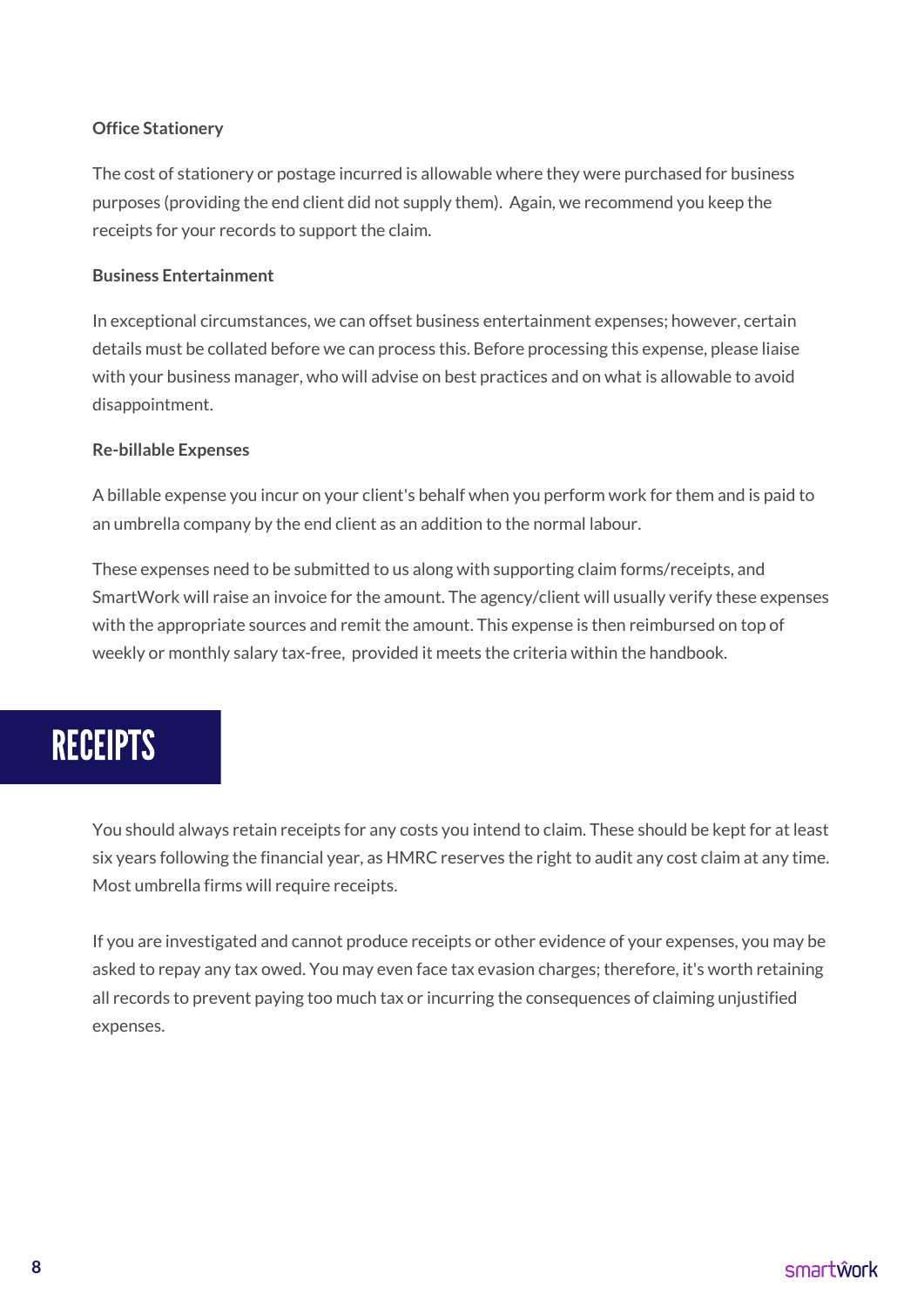### Office Stationery

The cost of stationery or postage incurred is allowable where they were purchased for business purposes (providing the end client did not supply them). Again, we recommend you keep the receipts for your records to support the claim.

### Business Entertainment

In exceptional circumstances, we can offset business entertainment expenses; however, certain details must be collated before we can process this. Before processing this expense, please liaise with your business manager, who will advise on best practices and on what is allowable to avoid disappointment.

### Re-billable Expenses

A billable expense you incur on your client's behalf when you perform work for them and is paid to an umbrella company by the end client as an addition to the normal labour.

These expenses need to be submitted to us along with supporting claim forms/receipts, and SmartWork will raise an invoice for the amount. The agency/client will usually verify these expenses with the appropriate sources and remit the amount. This expense is then reimbursed on top of weekly or monthly salary tax-free, provided it meets the criteria within the handbook.

## RECEIPTS

You should always retain receipts for any costs you intend to claim. These should be kept for at least six years following the financial year, as HMRC reserves the right to audit any cost claim at any time. Most umbrella firms will require receipts.

If you are investigated and cannot produce receipts or other evidence of your expenses, you may be asked to repay any tax owed. You may even face tax evasion charges; therefore, it's worth retaining all records to prevent paying too much tax or incurring the consequences of claiming unjustified expenses.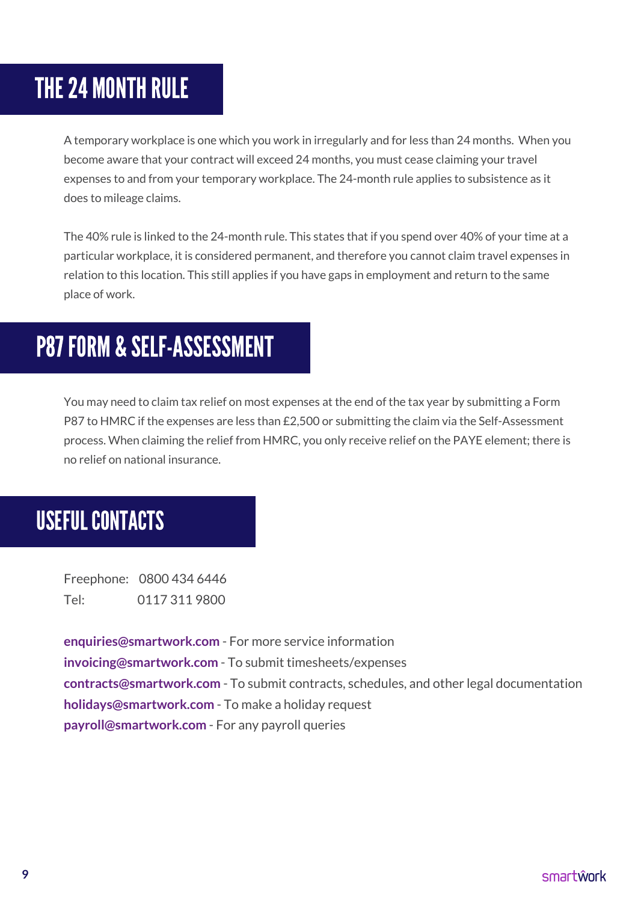## THE 24 MONTH RULE

A temporary workplace is one which you work in irregularly and for less than 24 months. When you become aware that your contract will exceed 24 months, you must cease claiming your travel expenses to and from your temporary workplace. The 24-month rule applies to subsistence as it does to mileage claims.

The 40% rule is linked to the 24-month rule. This states that if you spend over 40% of your time at a particular workplace, it is considered permanent, and therefore you cannot claim travel expenses in relation to this location. This still applies if you have gaps in employment and return to the same place of work.

## P87 FORM & SELF-ASSESSMENT

You may need to claim tax relief on most expenses at the end of the tax year by submitting a Form P87 to HMRC if the expenses are less than £2,500 or submitting the claim via the Self-Assessment process. When claiming the relief from HMRC, you only receive relief on the PAYE element; there is no relief on national insurance.

## USEFUL CONTACTS

Freephone: 0800 434 6446
Tel: 0117 311 9800

**enquiries@smartwork.com** - For more service information
**invoicing@smartwork.com** - To submit timesheets/expenses
**contracts@smartwork.com** - To submit contracts, schedules, and other legal documentation
**holidays@smartwork.com** - To make a holiday request
**payroll@smartwork.com** - For any payroll queries